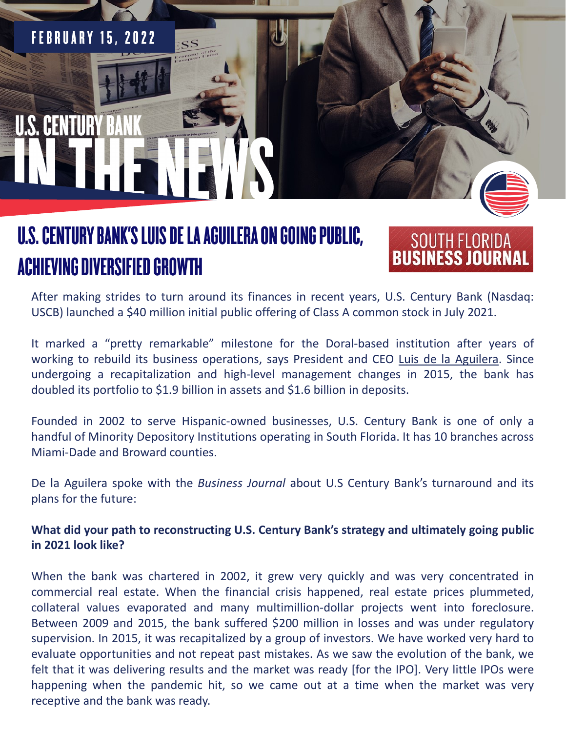FEBRUARY 15, 2022

U.S. CENTURY BANK IN THE NEWS

# U.S. CENTURY BANK'S LUIS DE LA AGUILERA ON GOING PUBLIC, ACHIEVING DIVERSIFIED GROWTH

SOUTH FLORIDA BUSINESS JOURNAL

After making strides to turn around its finances in recent years, U.S. Century Bank (Nasdaq: USCB) launched a $40 million initial public offering of Class A common stock in July 2021.

It marked a "pretty remarkable" milestone for the Doral-based institution after years of working to rebuild its business operations, says President and CEO Luis de la Aguilera. Since undergoing a recapitalization and high-level management changes in 2015, the bank has doubled its portfolio to $1.9 billion in assets and $1.6 billion in deposits.

Founded in 2002 to serve Hispanic-owned businesses, U.S. Century Bank is one of only a handful of Minority Depository Institutions operating in South Florida. It has 10 branches across Miami-Dade and Broward counties.

De la Aguilera spoke with the *Business Journal* about U.S Century Bank's turnaround and its plans for the future:

**What did your path to reconstructing U.S. Century Bank's strategy and ultimately going public in 2021 look like?**

When the bank was chartered in 2002, it grew very quickly and was very concentrated in commercial real estate. When the financial crisis happened, real estate prices plummeted, collateral values evaporated and many multimillion-dollar projects went into foreclosure. Between 2009 and 2015, the bank suffered $200 million in losses and was under regulatory supervision. In 2015, it was recapitalized by a group of investors. We have worked very hard to evaluate opportunities and not repeat past mistakes. As we saw the evolution of the bank, we felt that it was delivering results and the market was ready [for the IPO]. Very little IPOs were happening when the pandemic hit, so we came out at a time when the market was very receptive and the bank was ready.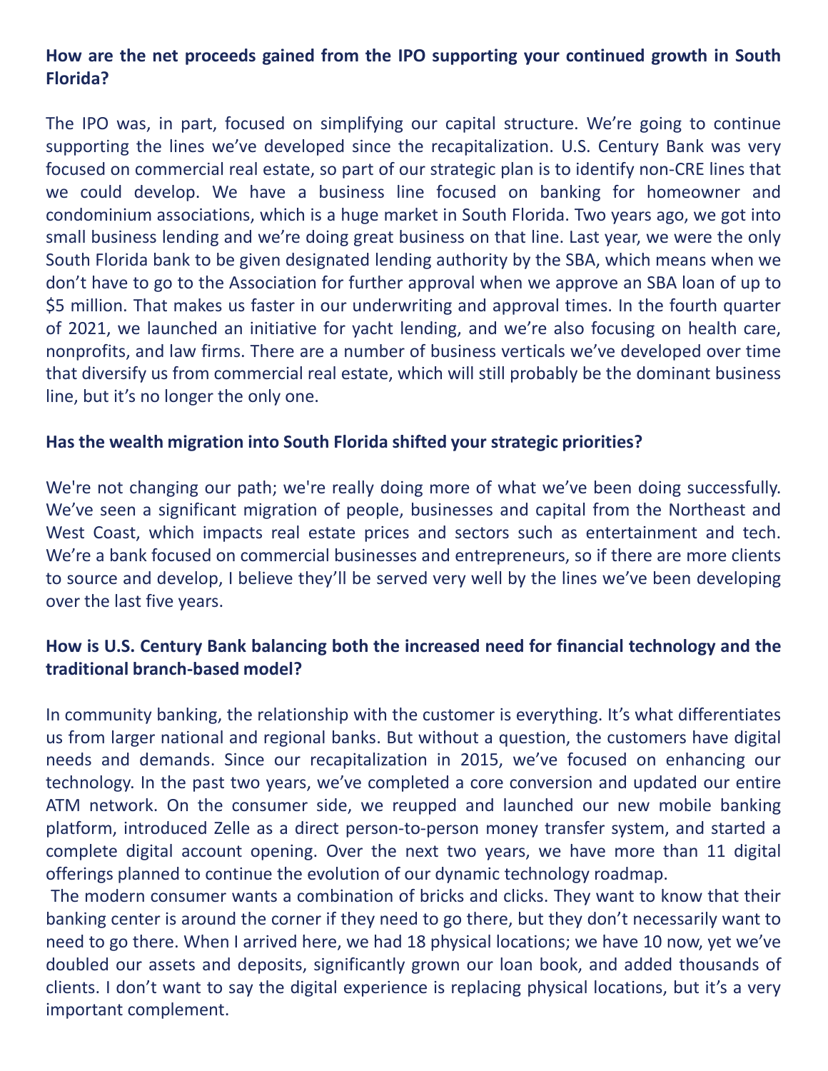**How are the net proceeds gained from the IPO supporting your continued growth in South Florida?**

The IPO was, in part, focused on simplifying our capital structure. We're going to continue supporting the lines we've developed since the recapitalization. U.S. Century Bank was very focused on commercial real estate, so part of our strategic plan is to identify non-CRE lines that we could develop. We have a business line focused on banking for homeowner and condominium associations, which is a huge market in South Florida. Two years ago, we got into small business lending and we're doing great business on that line. Last year, we were the only South Florida bank to be given designated lending authority by the SBA, which means when we don't have to go to the Association for further approval when we approve an SBA loan of up to $5 million. That makes us faster in our underwriting and approval times. In the fourth quarter of 2021, we launched an initiative for yacht lending, and we're also focusing on health care, nonprofits, and law firms. There are a number of business verticals we've developed over time that diversify us from commercial real estate, which will still probably be the dominant business line, but it's no longer the only one.

**Has the wealth migration into South Florida shifted your strategic priorities?**

We're not changing our path; we're really doing more of what we've been doing successfully. We've seen a significant migration of people, businesses and capital from the Northeast and West Coast, which impacts real estate prices and sectors such as entertainment and tech. We're a bank focused on commercial businesses and entrepreneurs, so if there are more clients to source and develop, I believe they'll be served very well by the lines we've been developing over the last five years.

**How is U.S. Century Bank balancing both the increased need for financial technology and the traditional branch-based model?**

In community banking, the relationship with the customer is everything. It's what differentiates us from larger national and regional banks. But without a question, the customers have digital needs and demands. Since our recapitalization in 2015, we've focused on enhancing our technology. In the past two years, we've completed a core conversion and updated our entire ATM network. On the consumer side, we reupped and launched our new mobile banking platform, introduced Zelle as a direct person-to-person money transfer system, and started a complete digital account opening. Over the next two years, we have more than 11 digital offerings planned to continue the evolution of our dynamic technology roadmap.

The modern consumer wants a combination of bricks and clicks. They want to know that their banking center is around the corner if they need to go there, but they don't necessarily want to need to go there. When I arrived here, we had 18 physical locations; we have 10 now, yet we've doubled our assets and deposits, significantly grown our loan book, and added thousands of clients. I don't want to say the digital experience is replacing physical locations, but it's a very important complement.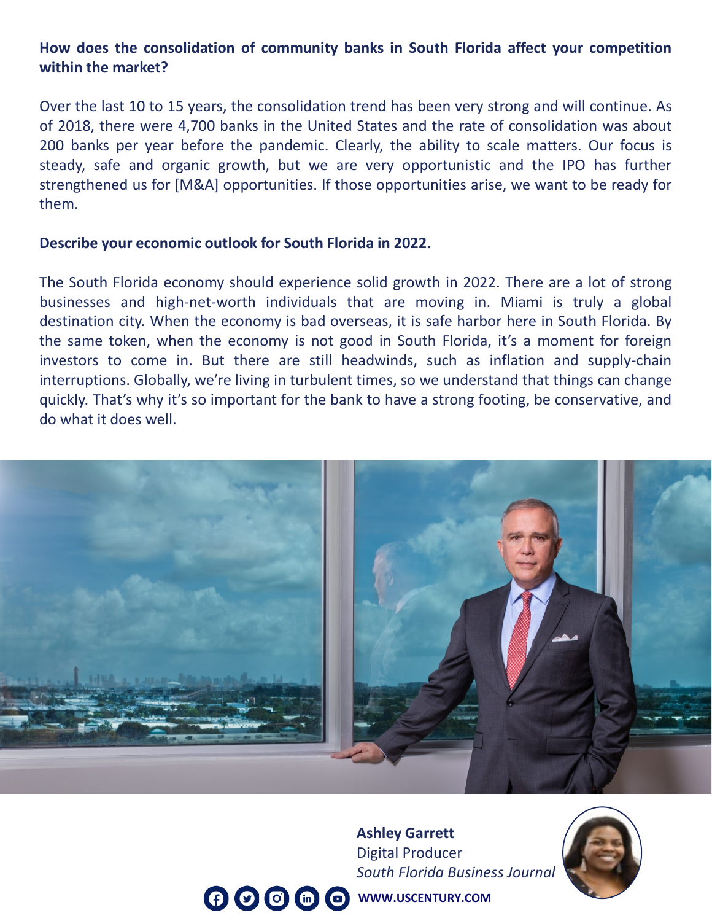**How does the consolidation of community banks in South Florida affect your competition within the market?**

Over the last 10 to 15 years, the consolidation trend has been very strong and will continue. As of 2018, there were 4,700 banks in the United States and the rate of consolidation was about 200 banks per year before the pandemic. Clearly, the ability to scale matters. Our focus is steady, safe and organic growth, but we are very opportunistic and the IPO has further strengthened us for [M&A] opportunities. If those opportunities arise, we want to be ready for them.

**Describe your economic outlook for South Florida in 2022.**

The South Florida economy should experience solid growth in 2022. There are a lot of strong businesses and high-net-worth individuals that are moving in. Miami is truly a global destination city. When the economy is bad overseas, it is safe harbor here in South Florida. By the same token, when the economy is not good in South Florida, it's a moment for foreign investors to come in. But there are still headwinds, such as inflation and supply-chain interruptions. Globally, we're living in turbulent times, so we understand that things can change quickly. That's why it's so important for the bank to have a strong footing, be conservative, and do what it does well.

**Ashley Garrett**
Digital Producer
*South Florida Business Journal*

WWW.USCENTURY.COM